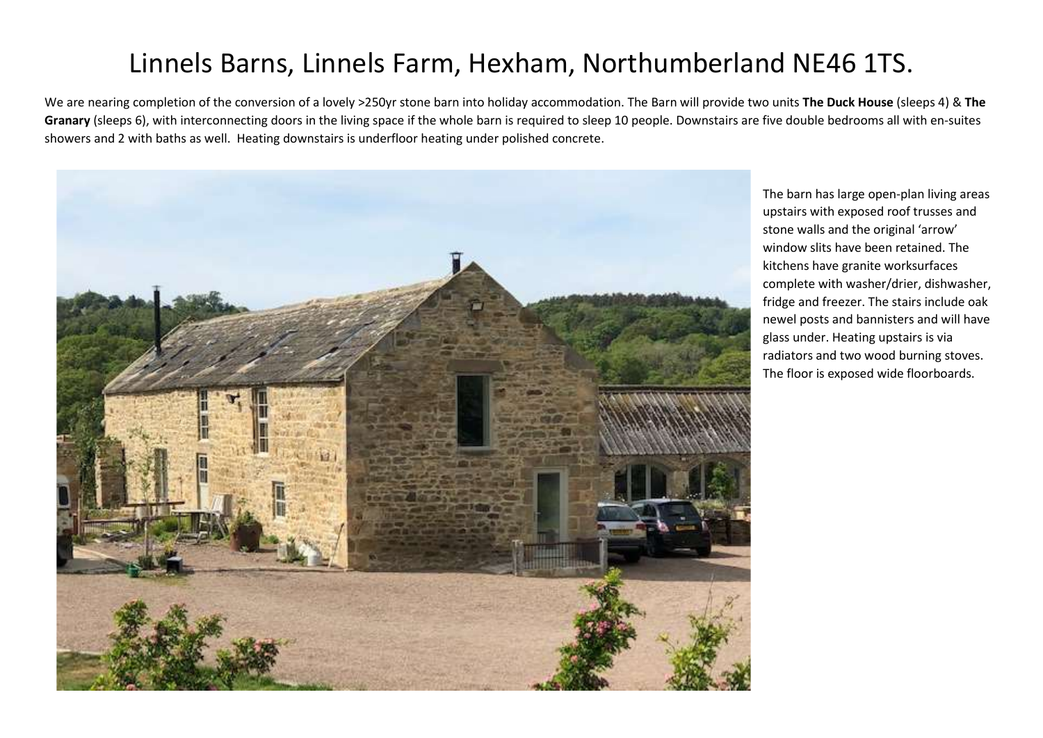# Linnels Barns, Linnels Farm, Hexham, Northumberland NE46 1TS.

We are nearing completion of the conversion of a lovely >250yr stone barn into holiday accommodation. The Barn will provide two units **The Duck House** (sleeps 4) & **The Granary** (sleeps 6), with interconnecting doors in the living space if the whole barn is required to sleep 10 people. Downstairs are five double bedrooms all with en-suites showers and 2 with baths as well. Heating downstairs is underfloor heating under polished concrete.

The barn has large open-plan living areas upstairs with exposed roof trusses and stone walls and the original 'arrow' window slits have been retained. The kitchens have granite worksurfaces complete with washer/drier, dishwasher, fridge and freezer. The stairs include oak newel posts and bannisters and will have glass under. Heating upstairs is via radiators and two wood burning stoves. The floor is exposed wide floorboards.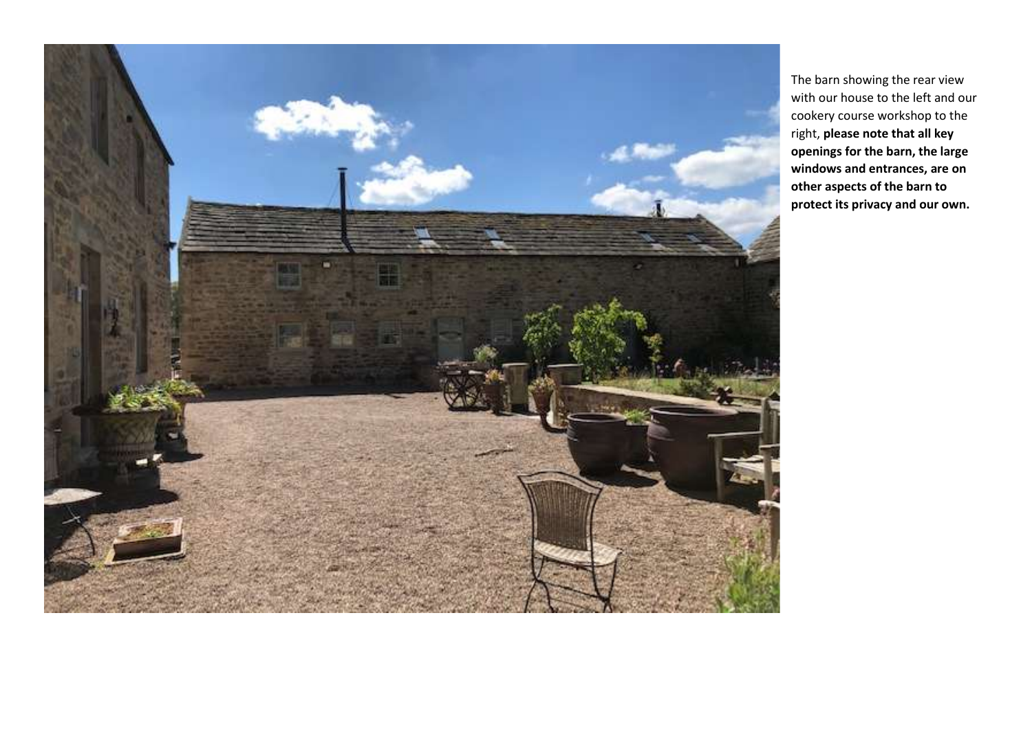The barn showing the rear view with our house to the left and our cookery course workshop to the right, **please note that all key openings for the barn, the large windows and entrances, are on other aspects of the barn to protect its privacy and our own.**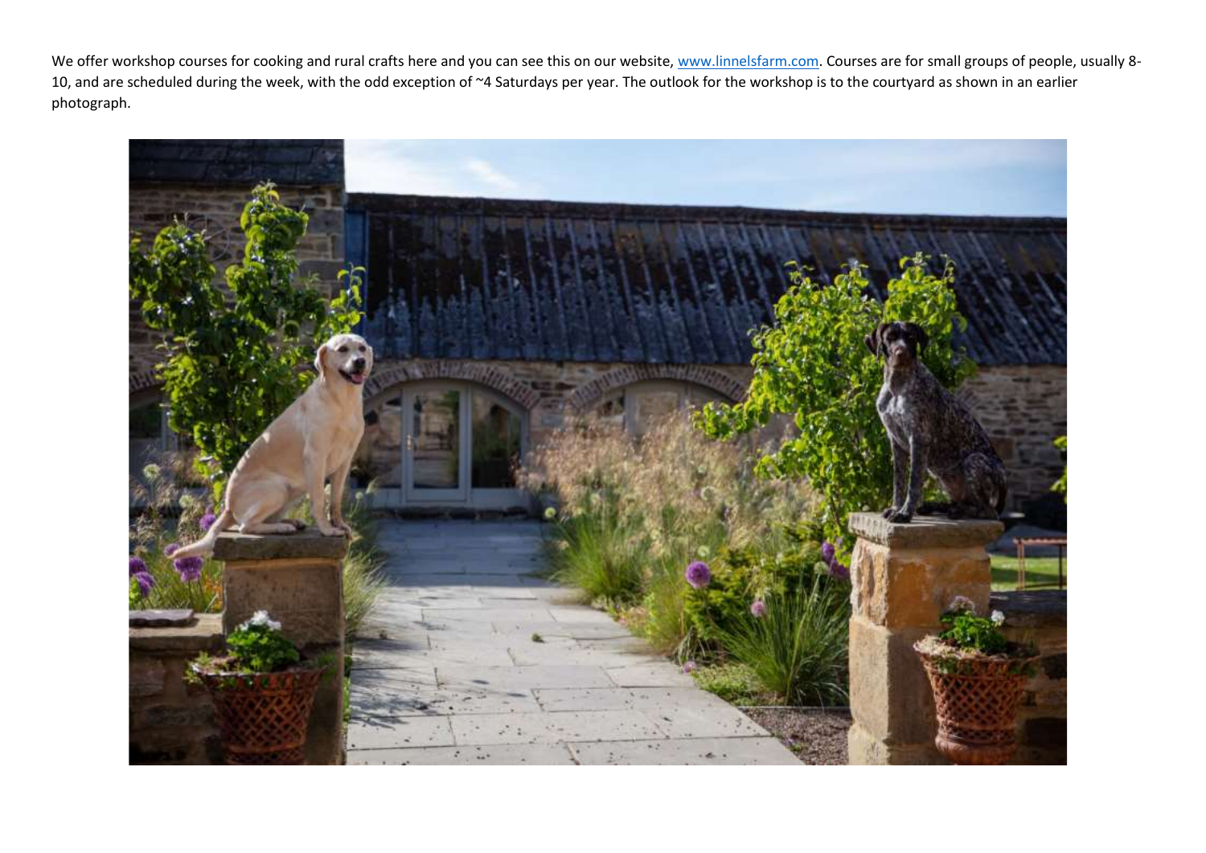We offer workshop courses for cooking and rural crafts here and you can see this on our website, [www.linnelsfarm.com](http://www.linnelsfarm.com). Courses are for small groups of people, usually 8-10, and are scheduled during the week, with the odd exception of ~4 Saturdays per year. The outlook for the workshop is to the courtyard as shown in an earlier photograph.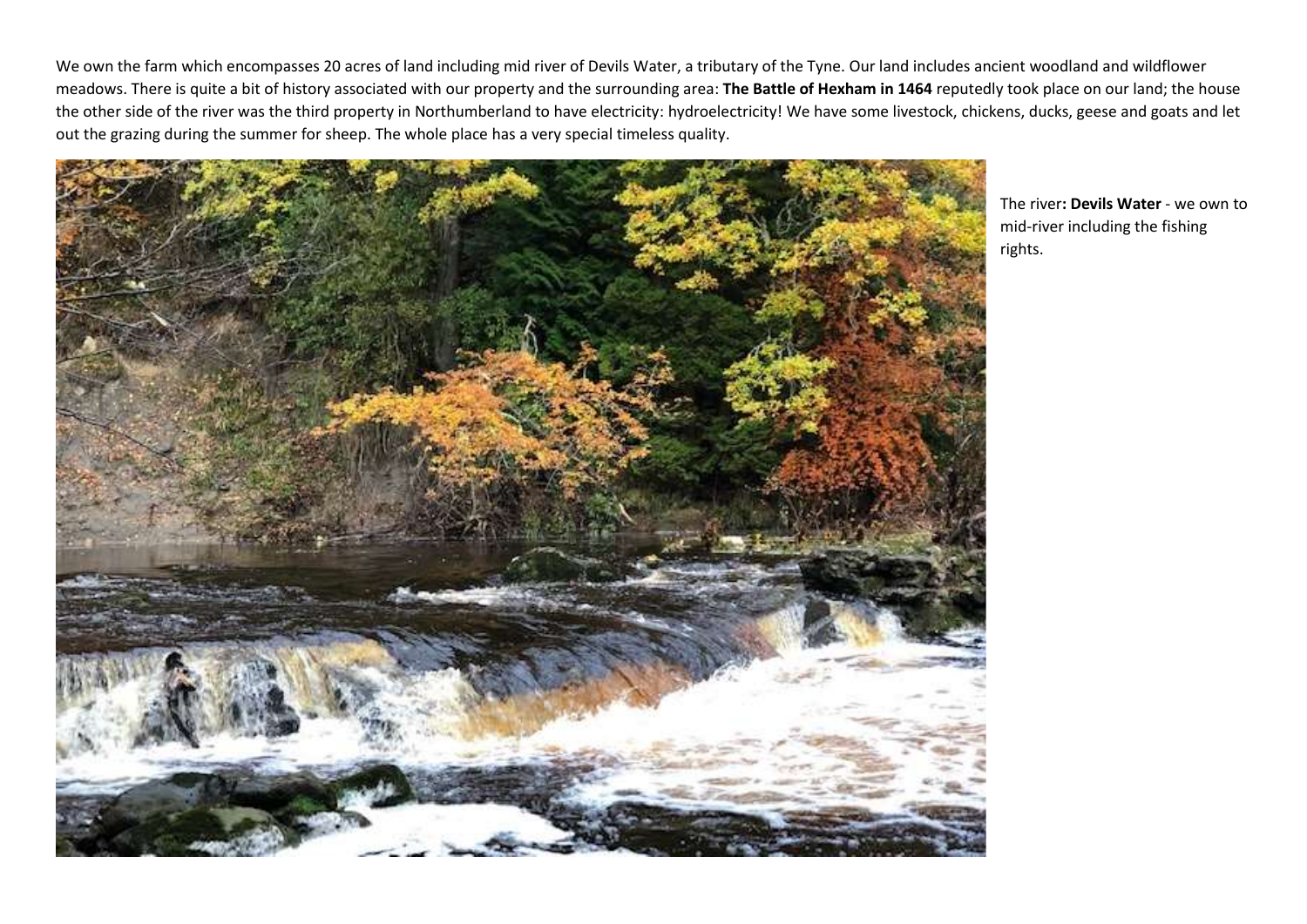We own the farm which encompasses 20 acres of land including mid river of Devils Water, a tributary of the Tyne. Our land includes ancient woodland and wildflower meadows. There is quite a bit of history associated with our property and the surrounding area: **The Battle of Hexham in 1464** reputedly took place on our land; the house the other side of the river was the third property in Northumberland to have electricity: hydroelectricity! We have some livestock, chickens, ducks, geese and goats and let out the grazing during the summer for sheep. The whole place has a very special timeless quality.

The river**: Devils Water** - we own to mid-river including the fishing rights.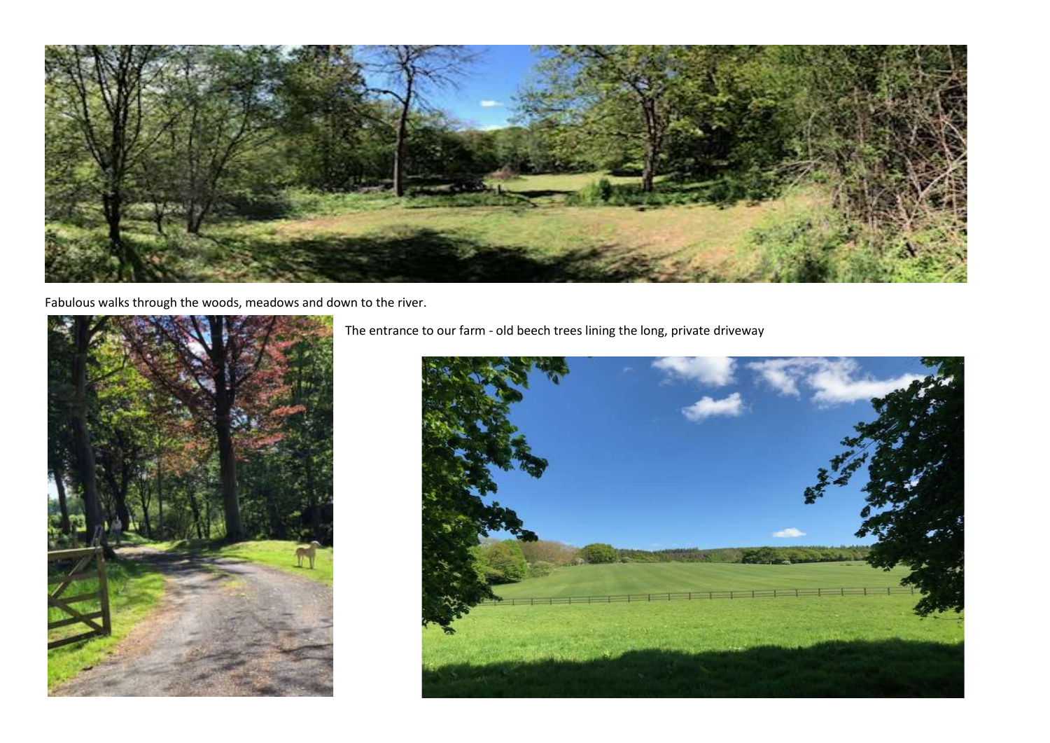Fabulous walks through the woods, meadows and down to the river.

The entrance to our farm - old beech trees lining the long, private driveway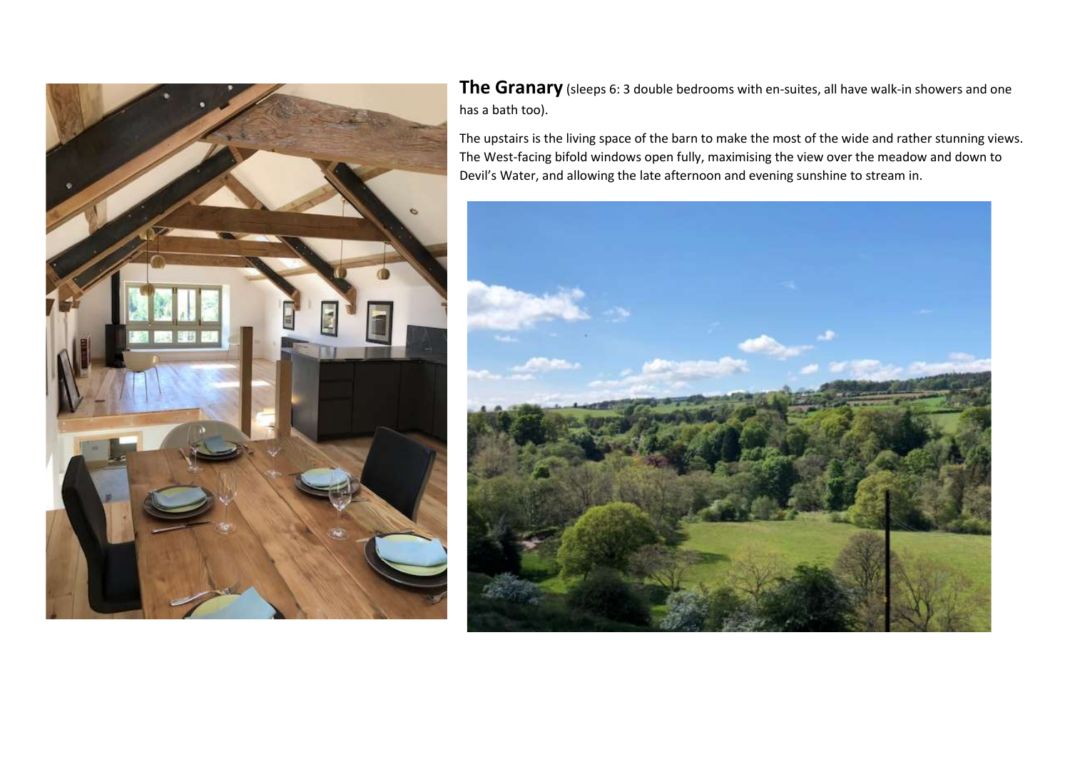**The Granary** (sleeps 6: 3 double bedrooms with en-suites, all have walk-in showers and one has a bath too).

The upstairs is the living space of the barn to make the most of the wide and rather stunning views. The West-facing bifold windows open fully, maximising the view over the meadow and down to Devil's Water, and allowing the late afternoon and evening sunshine to stream in.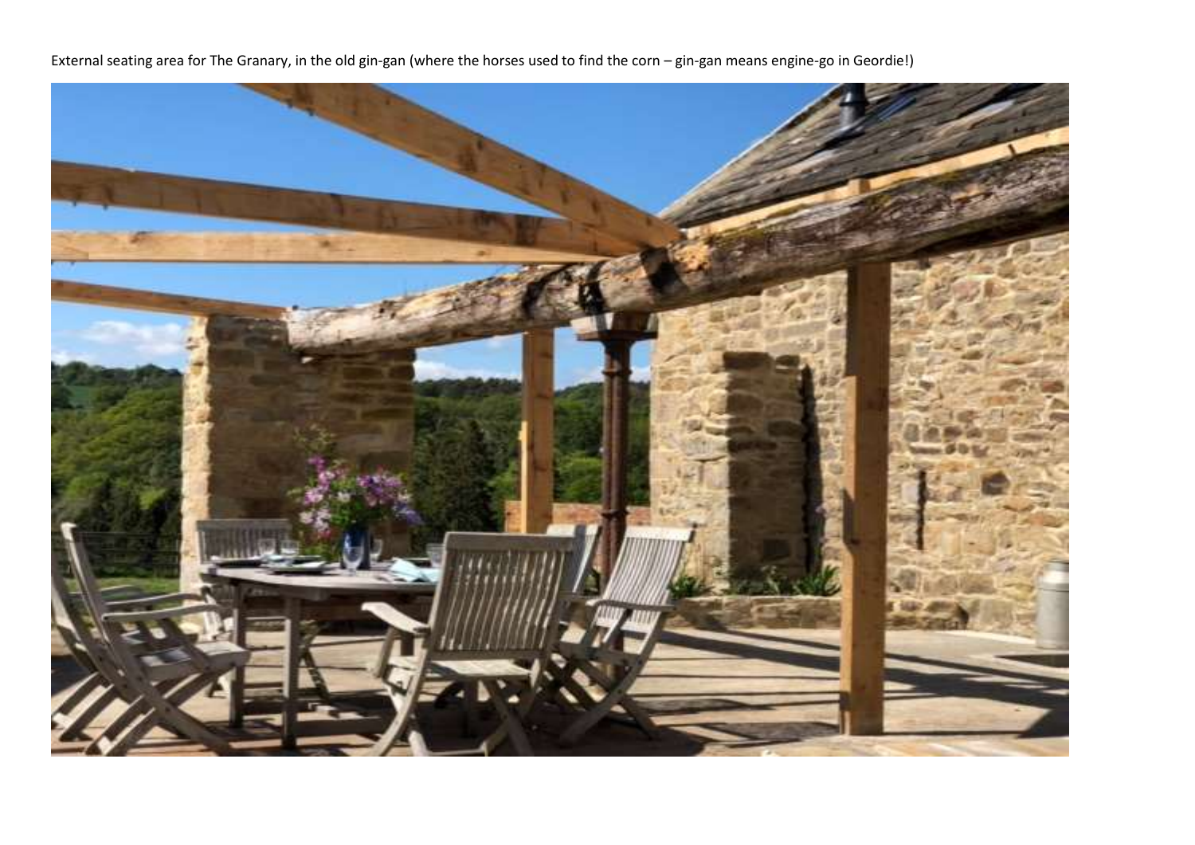External seating area for The Granary, in the old gin-gan (where the horses used to find the corn – gin-gan means engine-go in Geordie!)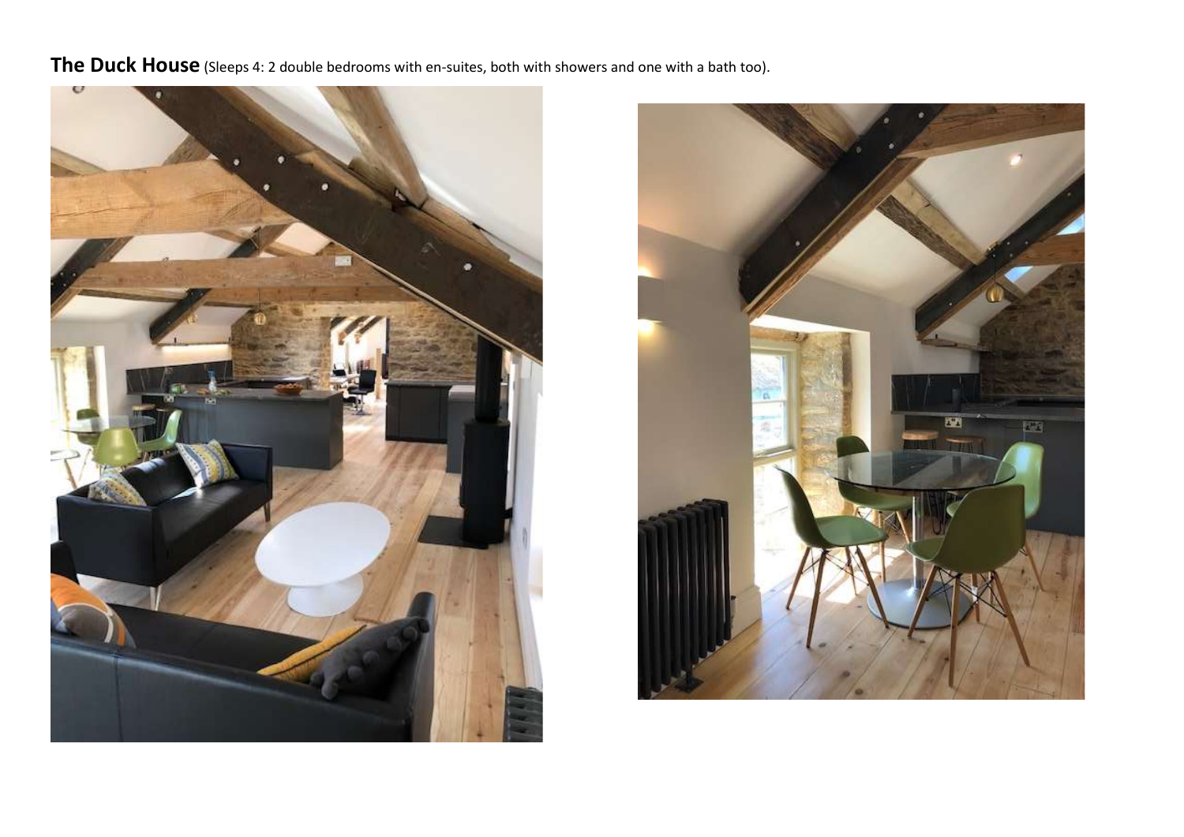**The Duck House** (Sleeps 4: 2 double bedrooms with en-suites, both with showers and one with a bath too).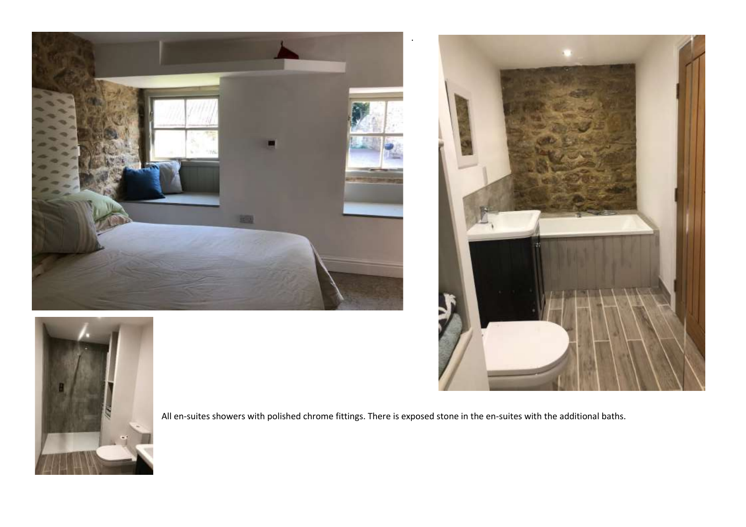All en-suites showers with polished chrome fittings. There is exposed stone in the en-suites with the additional baths.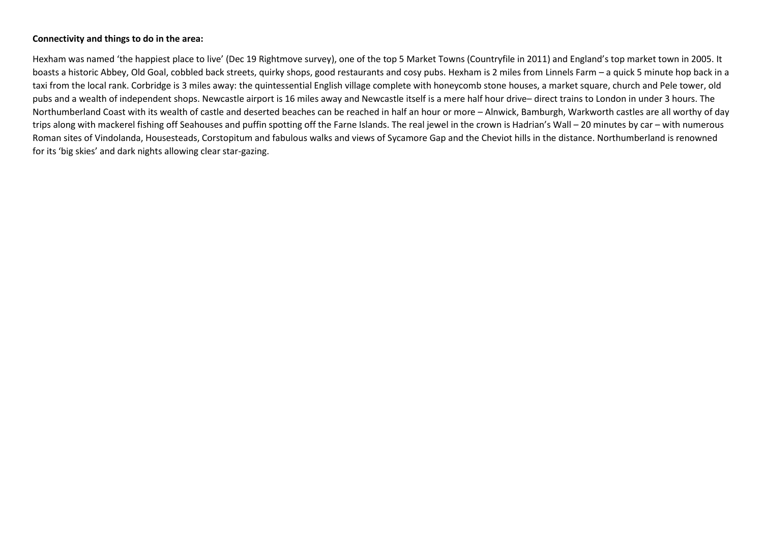**Connectivity and things to do in the area:**

Hexham was named 'the happiest place to live' (Dec 19 Rightmove survey), one of the top 5 Market Towns (Countryfile in 2011) and England's top market town in 2005. It boasts a historic Abbey, Old Goal, cobbled back streets, quirky shops, good restaurants and cosy pubs. Hexham is 2 miles from Linnels Farm – a quick 5 minute hop back in a taxi from the local rank. Corbridge is 3 miles away: the quintessential English village complete with honeycomb stone houses, a market square, church and Pele tower, old pubs and a wealth of independent shops. Newcastle airport is 16 miles away and Newcastle itself is a mere half hour drive– direct trains to London in under 3 hours. The Northumberland Coast with its wealth of castle and deserted beaches can be reached in half an hour or more – Alnwick, Bamburgh, Warkworth castles are all worthy of day trips along with mackerel fishing off Seahouses and puffin spotting off the Farne Islands. The real jewel in the crown is Hadrian's Wall – 20 minutes by car – with numerous Roman sites of Vindolanda, Housesteads, Corstopitum and fabulous walks and views of Sycamore Gap and the Cheviot hills in the distance. Northumberland is renowned for its 'big skies' and dark nights allowing clear star-gazing.